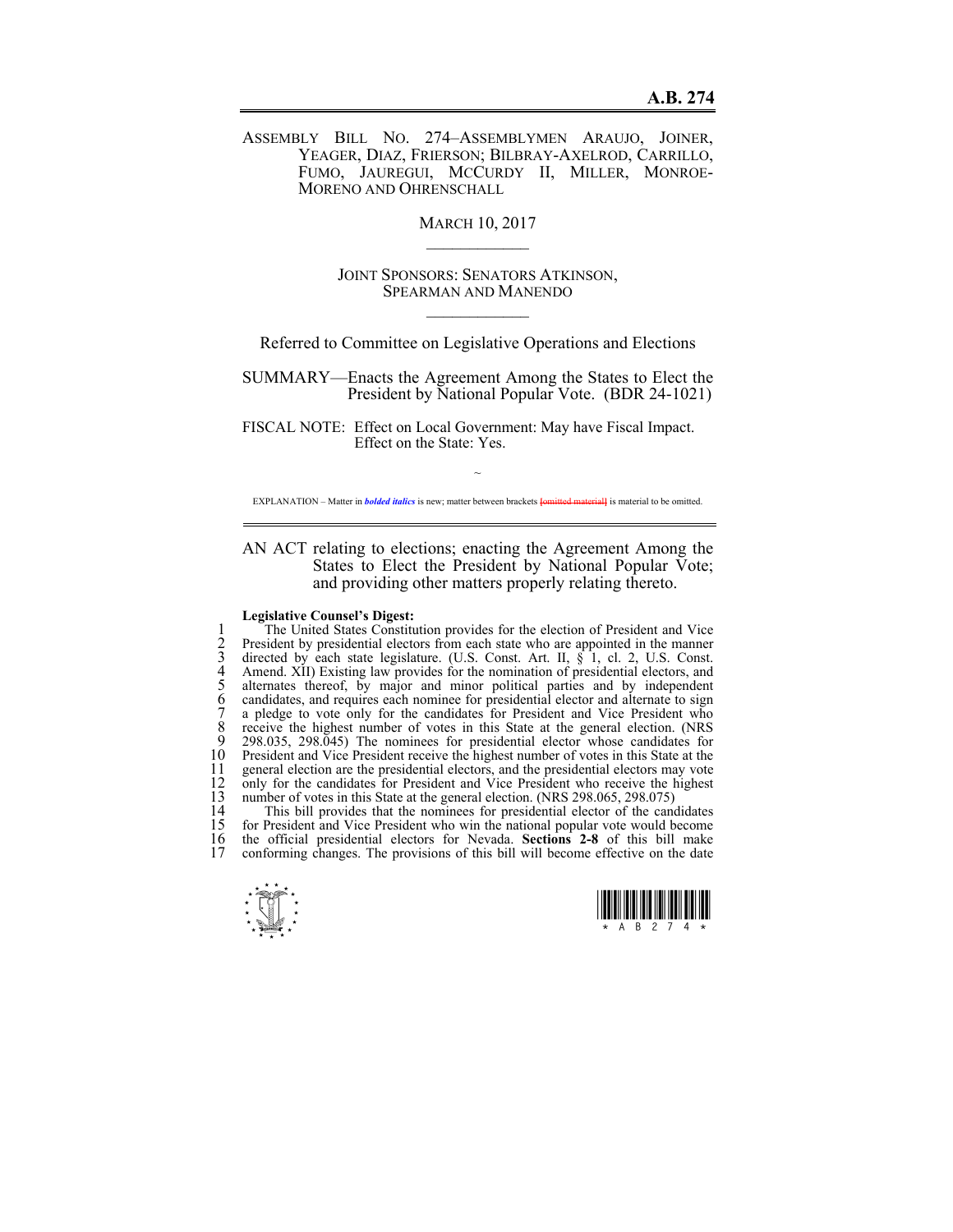**A.B. 274**

ASSEMBLY BILL NO. 274–ASSEMBLYMEN ARAUJO, JOINER, YEAGER, DIAZ, FRIERSON; BILBRAY-AXELROD, CARRILLO, FUMO, JAUREGUI, MCCURDY II, MILLER, MONROE-MORENO AND OHRENSCHALL

MARCH 10, 2017

JOINT SPONSORS: SENATORS ATKINSON, SPEARMAN AND MANENDO

Referred to Committee on Legislative Operations and Elections

SUMMARY—Enacts the Agreement Among the States to Elect the President by National Popular Vote. (BDR 24-1021)

FISCAL NOTE: Effect on Local Government: May have Fiscal Impact.
Effect on the State: Yes.

~

EXPLANATION – Matter in ***bolded italics*** is new; matter between brackets [~~omitted material~~] is material to be omitted.

AN ACT relating to elections; enacting the Agreement Among the States to Elect the President by National Popular Vote; and providing other matters properly relating thereto.

**Legislative Counsel's Digest:**

1 The United States Constitution provides for the election of President and Vice
2 President by presidential electors from each state who are appointed in the manner
3 directed by each state legislature. (U.S. Const. Art. II, § 1, cl. 2, U.S. Const.
4 Amend. XII) Existing law provides for the nomination of presidential electors, and
5 alternates thereof, by major and minor political parties and by independent
6 candidates, and requires each nominee for presidential elector and alternate to sign
7 a pledge to vote only for the candidates for President and Vice President who
8 receive the highest number of votes in this State at the general election. (NRS
9 298.035, 298.045) The nominees for presidential elector whose candidates for
10 President and Vice President receive the highest number of votes in this State at the
11 general election are the presidential electors, and the presidential electors may vote
12 only for the candidates for President and Vice President who receive the highest
13 number of votes in this State at the general election. (NRS 298.065, 298.075)
14 This bill provides that the nominees for presidential elector of the candidates
15 for President and Vice President who win the national popular vote would become
16 the official presidential electors for Nevada. **Sections 2-8** of this bill make
17 conforming changes. The provisions of this bill will become effective on the date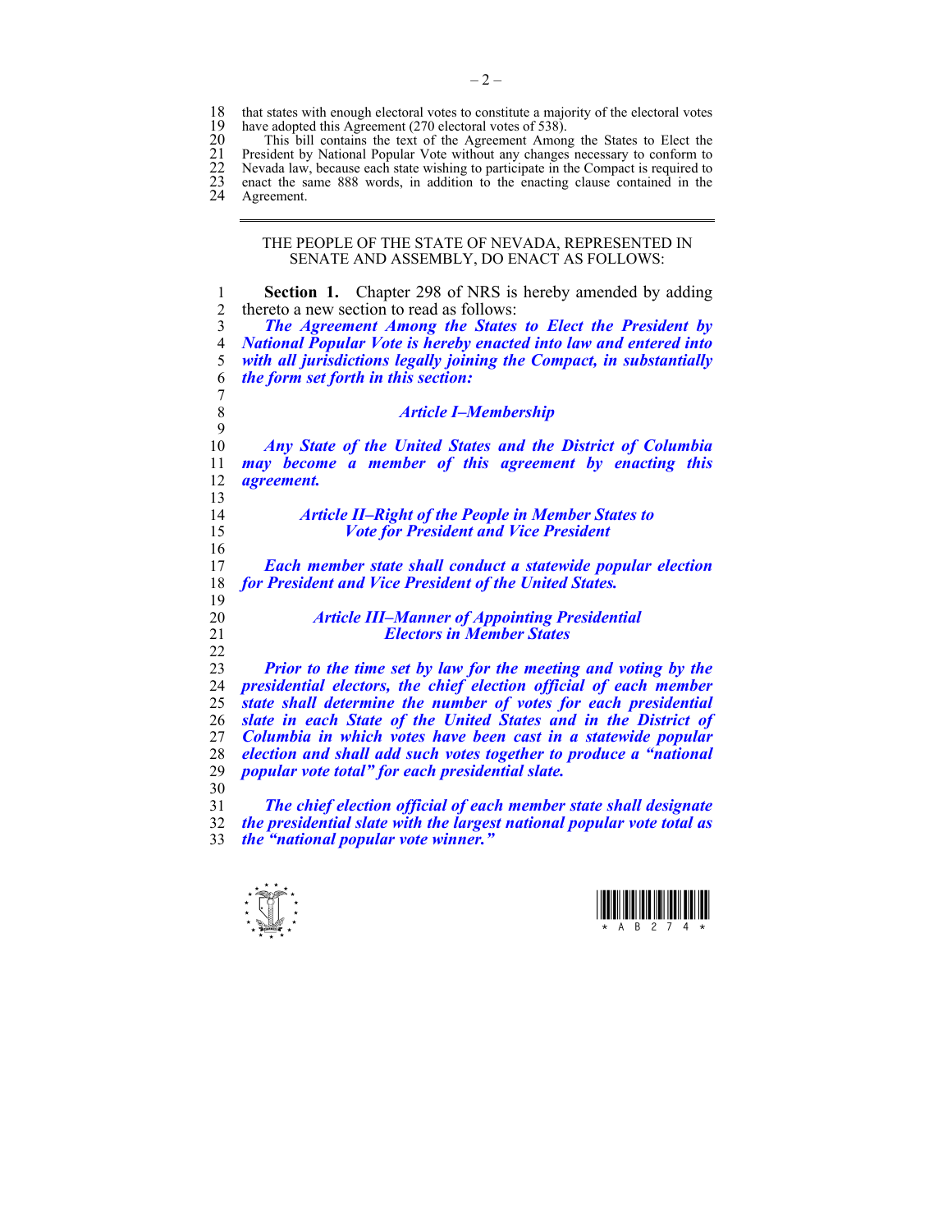that states with enough electoral votes to constitute a majority of the electoral votes have adopted this Agreement (270 electoral votes of 538).

This bill contains the text of the Agreement Among the States to Elect the President by National Popular Vote without any changes necessary to conform to Nevada law, because each state wishing to participate in the Compact is required to enact the same 888 words, in addition to the enacting clause contained in the Agreement.

---

THE PEOPLE OF THE STATE OF NEVADA, REPRESENTED IN SENATE AND ASSEMBLY, DO ENACT AS FOLLOWS:

**Section 1.** Chapter 298 of NRS is hereby amended by adding thereto a new section to read as follows:

***The Agreement Among the States to Elect the President by National Popular Vote is hereby enacted into law and entered into with all jurisdictions legally joining the Compact, in substantially the form set forth in this section:***

***Article I–Membership***

***Any State of the United States and the District of Columbia may become a member of this agreement by enacting this agreement.***

***Article II–Right of the People in Member States to Vote for President and Vice President***

***Each member state shall conduct a statewide popular election for President and Vice President of the United States.***

***Article III–Manner of Appointing Presidential Electors in Member States***

***Prior to the time set by law for the meeting and voting by the presidential electors, the chief election official of each member state shall determine the number of votes for each presidential slate in each State of the United States and in the District of Columbia in which votes have been cast in a statewide popular election and shall add such votes together to produce a "national popular vote total" for each presidential slate.***

***The chief election official of each member state shall designate the presidential slate with the largest national popular vote total as the "national popular vote winner."***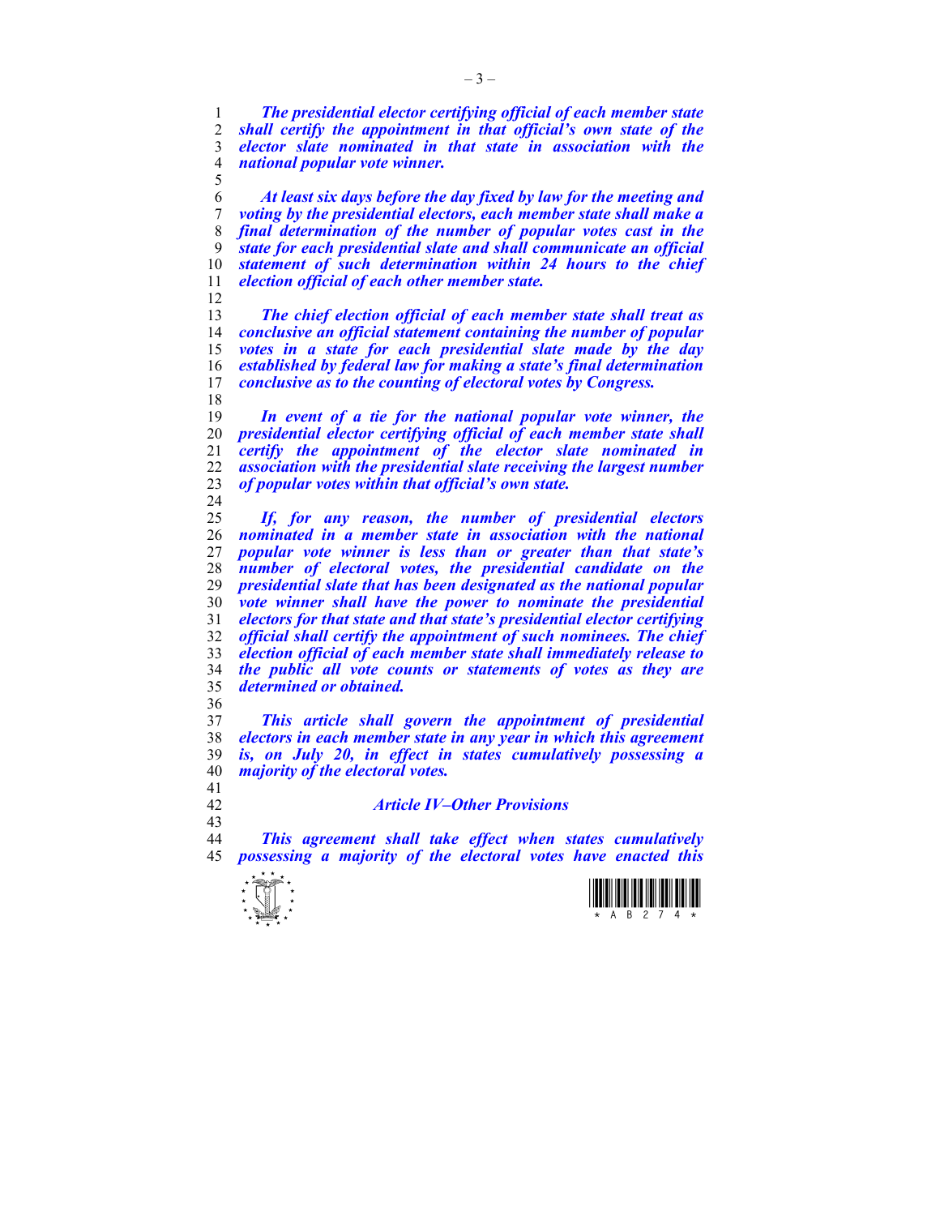*The presidential elector certifying official of each member state shall certify the appointment in that official's own state of the elector slate nominated in that state in association with the national popular vote winner.*

*At least six days before the day fixed by law for the meeting and voting by the presidential electors, each member state shall make a final determination of the number of popular votes cast in the state for each presidential slate and shall communicate an official statement of such determination within 24 hours to the chief election official of each other member state.*

*The chief election official of each member state shall treat as conclusive an official statement containing the number of popular votes in a state for each presidential slate made by the day established by federal law for making a state's final determination conclusive as to the counting of electoral votes by Congress.*

*In event of a tie for the national popular vote winner, the presidential elector certifying official of each member state shall certify the appointment of the elector slate nominated in association with the presidential slate receiving the largest number of popular votes within that official's own state.*

*If, for any reason, the number of presidential electors nominated in a member state in association with the national popular vote winner is less than or greater than that state's number of electoral votes, the presidential candidate on the presidential slate that has been designated as the national popular vote winner shall have the power to nominate the presidential electors for that state and that state's presidential elector certifying official shall certify the appointment of such nominees. The chief election official of each member state shall immediately release to the public all vote counts or statements of votes as they are determined or obtained.*

*This article shall govern the appointment of presidential electors in each member state in any year in which this agreement is, on July 20, in effect in states cumulatively possessing a majority of the electoral votes.*

## *Article IV–Other Provisions*

*This agreement shall take effect when states cumulatively possessing a majority of the electoral votes have enacted this*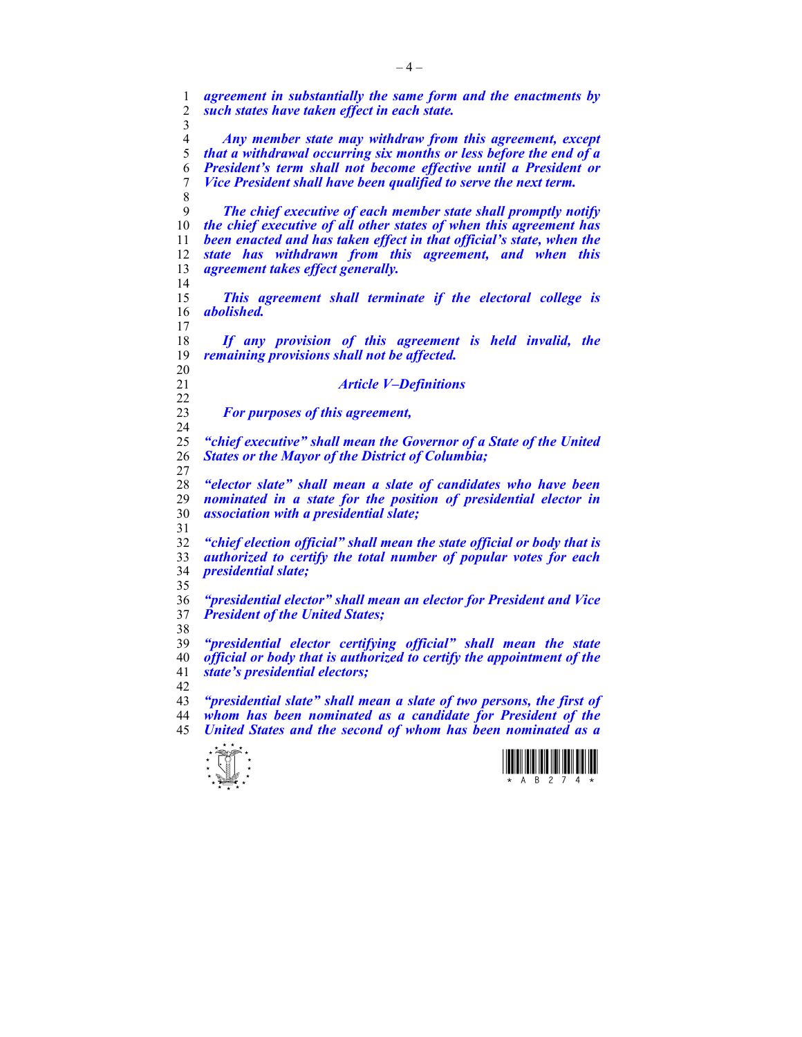***agreement in substantially the same form and the enactments by such states have taken effect in each state.***

***Any member state may withdraw from this agreement, except that a withdrawal occurring six months or less before the end of a President's term shall not become effective until a President or Vice President shall have been qualified to serve the next term.***

***The chief executive of each member state shall promptly notify the chief executive of all other states of when this agreement has been enacted and has taken effect in that official's state, when the state has withdrawn from this agreement, and when this agreement takes effect generally.***

***This agreement shall terminate if the electoral college is abolished.***

***If any provision of this agreement is held invalid, the remaining provisions shall not be affected.***

## ***Article V–Definitions***

***For purposes of this agreement,***

***"chief executive" shall mean the Governor of a State of the United States or the Mayor of the District of Columbia;***

***"elector slate" shall mean a slate of candidates who have been nominated in a state for the position of presidential elector in association with a presidential slate;***

***"chief election official" shall mean the state official or body that is authorized to certify the total number of popular votes for each presidential slate;***

***"presidential elector" shall mean an elector for President and Vice President of the United States;***

***"presidential elector certifying official" shall mean the state official or body that is authorized to certify the appointment of the state's presidential electors;***

***"presidential slate" shall mean a slate of two persons, the first of whom has been nominated as a candidate for President of the United States and the second of whom has been nominated as a***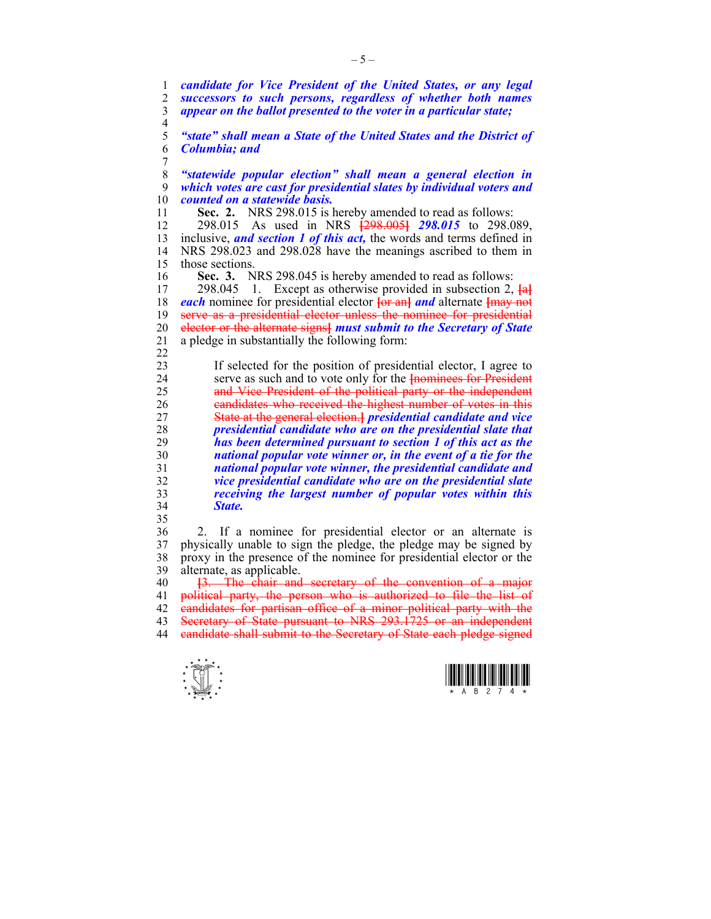***candidate for Vice President of the United States, or any legal successors to such persons, regardless of whether both names appear on the ballot presented to the voter in a particular state;***

***"state" shall mean a State of the United States and the District of Columbia; and***

***"statewide popular election" shall mean a general election in which votes are cast for presidential slates by individual voters and counted on a statewide basis.***

**Sec. 2.** NRS 298.015 is hereby amended to read as follows:

298.015 As used in NRS ~~[298.005]~~ ***298.015*** to 298.089, inclusive, ***and section 1 of this act,*** the words and terms defined in NRS 298.023 and 298.028 have the meanings ascribed to them in those sections.

**Sec. 3.** NRS 298.045 is hereby amended to read as follows:

298.045 1. Except as otherwise provided in subsection 2, ~~[a]~~ ***each*** nominee for presidential elector ~~[or an]~~ ***and*** alternate ~~[may not serve as a presidential elector unless the nominee for presidential elector or the alternate signs]~~ ***must submit to the Secretary of State*** a pledge in substantially the following form:

> If selected for the position of presidential elector, I agree to serve as such and to vote only for the ~~[nominees for President and Vice President of the political party or the independent candidates who received the highest number of votes in this State at the general election.]~~ ***presidential candidate and vice presidential candidate who are on the presidential slate that has been determined pursuant to section 1 of this act as the national popular vote winner or, in the event of a tie for the national popular vote winner, the presidential candidate and vice presidential candidate who are on the presidential slate receiving the largest number of popular votes within this State.***

2. If a nominee for presidential elector or an alternate is physically unable to sign the pledge, the pledge may be signed by proxy in the presence of the nominee for presidential elector or the alternate, as applicable.

~~[3. The chair and secretary of the convention of a major political party, the person who is authorized to file the list of candidates for partisan office of a minor political party with the Secretary of State pursuant to NRS 293.1725 or an independent candidate shall submit to the Secretary of State each pledge signed~~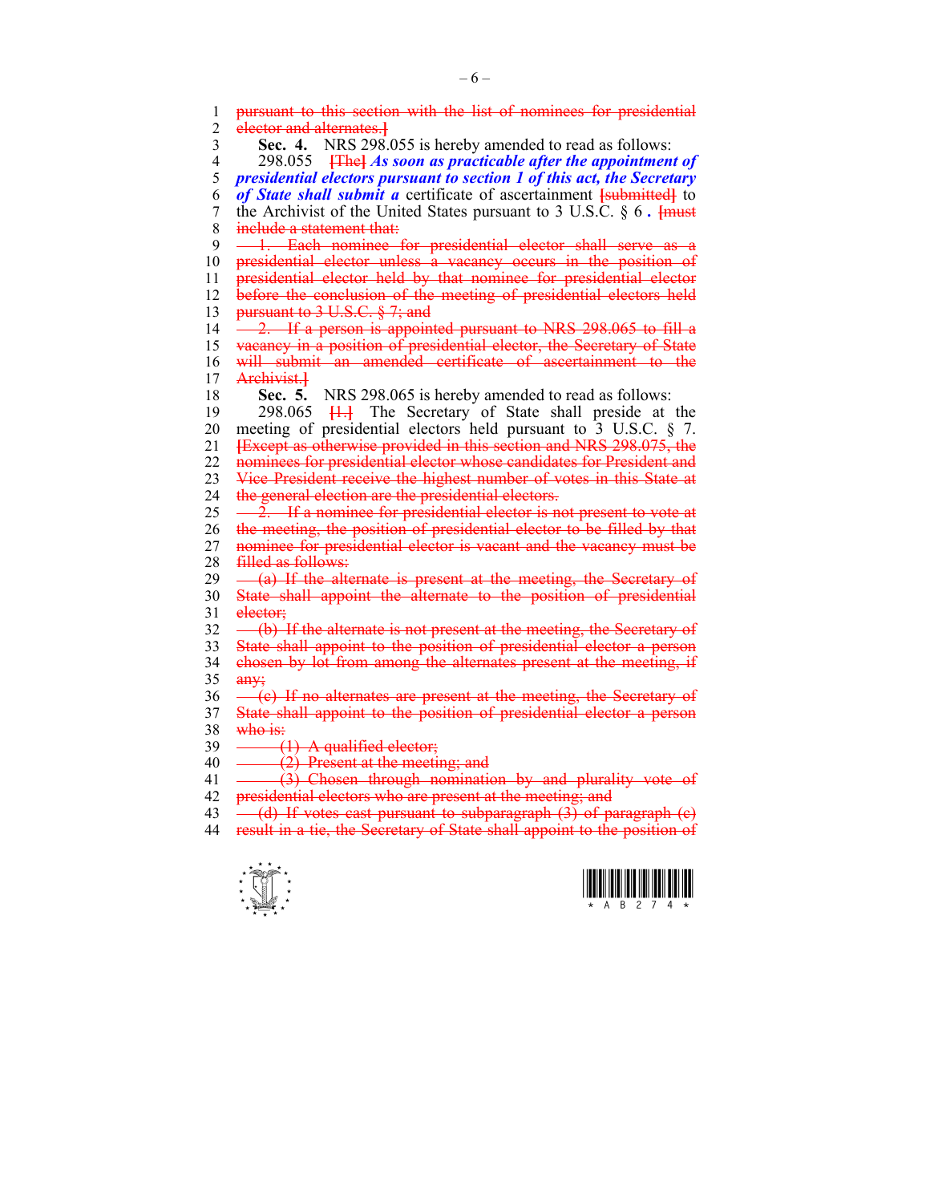~~pursuant to this section with the list of nominees for presidential elector and alternates.]~~

**Sec. 4.** NRS 298.055 is hereby amended to read as follows:

298.055 ~~[The]~~ ***As soon as practicable after the appointment of presidential electors pursuant to section 1 of this act, the Secretary of State shall submit a*** certificate of ascertainment ~~[submitted]~~ to the Archivist of the United States pursuant to 3 U.S.C. § 6 ***.*** ~~[must include a statement that:~~

~~1. Each nominee for presidential elector shall serve as a presidential elector unless a vacancy occurs in the position of presidential elector held by that nominee for presidential elector before the conclusion of the meeting of presidential electors held pursuant to 3 U.S.C. § 7; and~~

~~2. If a person is appointed pursuant to NRS 298.065 to fill a vacancy in a position of presidential elector, the Secretary of State will submit an amended certificate of ascertainment to the Archivist.]~~

**Sec. 5.** NRS 298.065 is hereby amended to read as follows:

298.065 ~~[1.]~~ The Secretary of State shall preside at the meeting of presidential electors held pursuant to 3 U.S.C. § 7. ~~[Except as otherwise provided in this section and NRS 298.075, the nominees for presidential elector whose candidates for President and Vice President receive the highest number of votes in this State at the general election are the presidential electors.~~

~~2. If a nominee for presidential elector is not present to vote at the meeting, the position of presidential elector to be filled by that nominee for presidential elector is vacant and the vacancy must be filled as follows:~~

~~(a) If the alternate is present at the meeting, the Secretary of State shall appoint the alternate to the position of presidential elector;~~

~~(b) If the alternate is not present at the meeting, the Secretary of State shall appoint to the position of presidential elector a person chosen by lot from among the alternates present at the meeting, if any;~~

~~(c) If no alternates are present at the meeting, the Secretary of State shall appoint to the position of presidential elector a person who is:~~

~~(1) A qualified elector;~~

~~(2) Present at the meeting; and~~

~~(3) Chosen through nomination by and plurality vote of presidential electors who are present at the meeting; and~~

~~(d) If votes cast pursuant to subparagraph (3) of paragraph (c) result in a tie, the Secretary of State shall appoint to the position of~~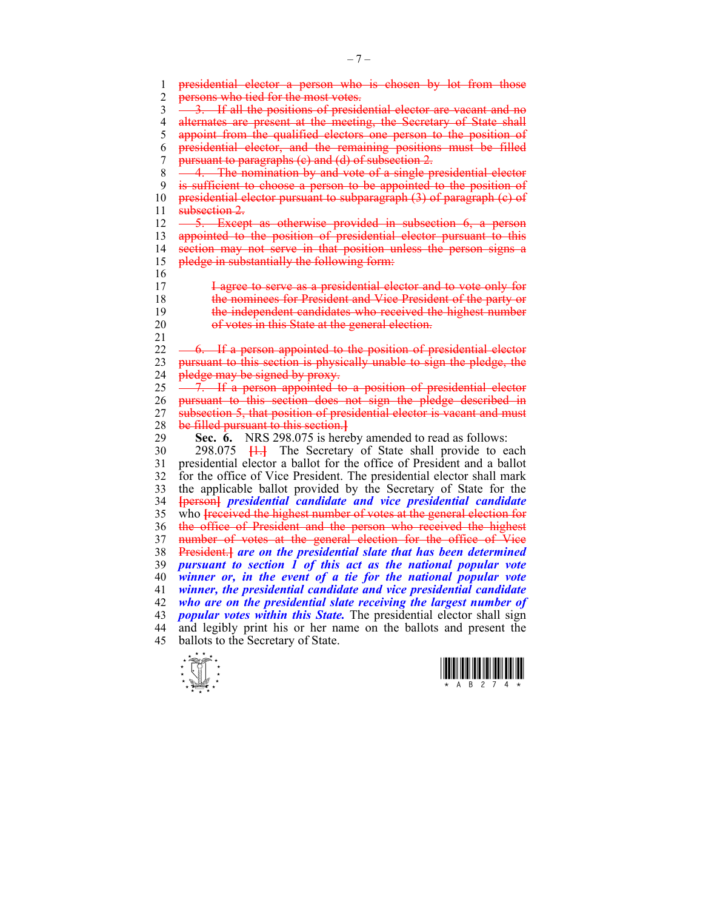~~presidential elector a person who is chosen by lot from those persons who tied for the most votes.~~

~~3. If all the positions of presidential elector are vacant and no alternates are present at the meeting, the Secretary of State shall appoint from the qualified electors one person to the position of presidential elector, and the remaining positions must be filled pursuant to paragraphs (c) and (d) of subsection 2.~~

~~4. The nomination by and vote of a single presidential elector is sufficient to choose a person to be appointed to the position of presidential elector pursuant to subparagraph (3) of paragraph (c) of subsection 2.~~

~~5. Except as otherwise provided in subsection 6, a person appointed to the position of presidential elector pursuant to this section may not serve in that position unless the person signs a pledge in substantially the following form:~~

> ~~I agree to serve as a presidential elector and to vote only for the nominees for President and Vice President of the party or the independent candidates who received the highest number of votes in this State at the general election.~~

~~6. If a person appointed to the position of presidential elector pursuant to this section is physically unable to sign the pledge, the pledge may be signed by proxy.~~

~~7. If a person appointed to a position of presidential elector pursuant to this section does not sign the pledge described in subsection 5, that position of presidential elector is vacant and must be filled pursuant to this section.]~~

**Sec. 6.** NRS 298.075 is hereby amended to read as follows:

298.075 ~~[1.]~~ The Secretary of State shall provide to each presidential elector a ballot for the office of President and a ballot for the office of Vice President. The presidential elector shall mark the applicable ballot provided by the Secretary of State for the ~~[person]~~ ***presidential candidate and vice presidential candidate*** who ~~[received the highest number of votes at the general election for the office of President and the person who received the highest number of votes at the general election for the office of Vice President.]~~ ***are on the presidential slate that has been determined pursuant to section 1 of this act as the national popular vote winner or, in the event of a tie for the national popular vote winner, the presidential candidate and vice presidential candidate who are on the presidential slate receiving the largest number of popular votes within this State.*** The presidential elector shall sign and legibly print his or her name on the ballots and present the ballots to the Secretary of State.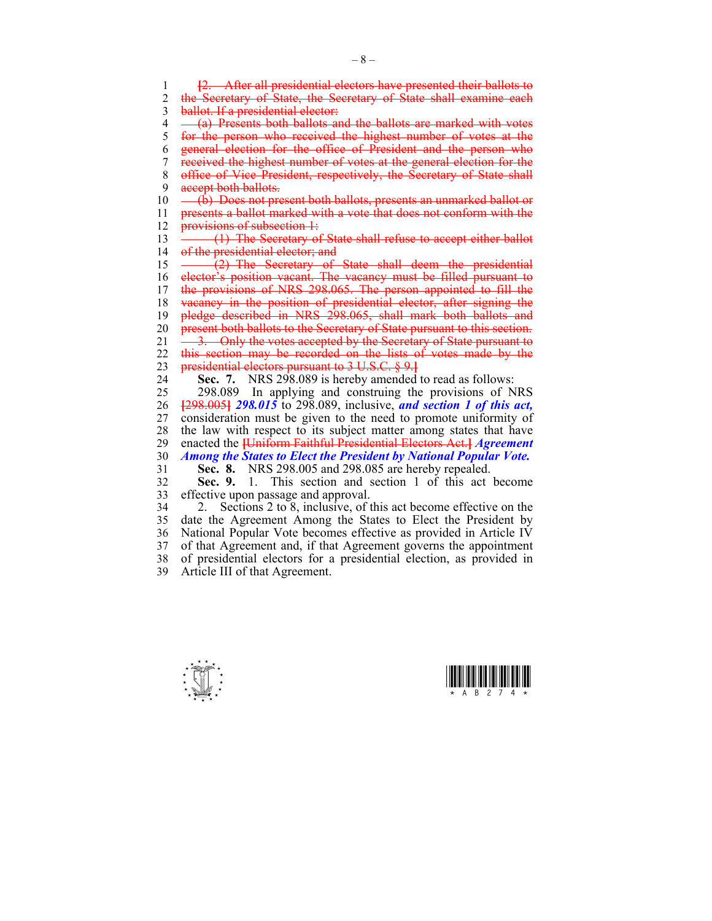~~[2. After all presidential electors have presented their ballots to the Secretary of State, the Secretary of State shall examine each ballot. If a presidential elector:~~

~~(a) Presents both ballots and the ballots are marked with votes for the person who received the highest number of votes at the general election for the office of President and the person who received the highest number of votes at the general election for the office of Vice President, respectively, the Secretary of State shall accept both ballots.~~

~~(b) Does not present both ballots, presents an unmarked ballot or presents a ballot marked with a vote that does not conform with the provisions of subsection 1:~~

~~(1) The Secretary of State shall refuse to accept either ballot of the presidential elector; and~~

~~(2) The Secretary of State shall deem the presidential elector's position vacant. The vacancy must be filled pursuant to the provisions of NRS 298.065. The person appointed to fill the vacancy in the position of presidential elector, after signing the pledge described in NRS 298.065, shall mark both ballots and present both ballots to the Secretary of State pursuant to this section.~~

~~3. Only the votes accepted by the Secretary of State pursuant to this section may be recorded on the lists of votes made by the presidential electors pursuant to 3 U.S.C. § 9.]~~

**Sec. 7.** NRS 298.089 is hereby amended to read as follows:

298.089 In applying and construing the provisions of NRS ~~[298.005]~~ ***298.015*** to 298.089, inclusive, ***and section 1 of this act,*** consideration must be given to the need to promote uniformity of the law with respect to its subject matter among states that have enacted the ~~[Uniform Faithful Presidential Electors Act.]~~ ***Agreement Among the States to Elect the President by National Popular Vote.***

**Sec. 8.** NRS 298.005 and 298.085 are hereby repealed.

**Sec. 9.** 1. This section and section 1 of this act become effective upon passage and approval.

2. Sections 2 to 8, inclusive, of this act become effective on the date the Agreement Among the States to Elect the President by National Popular Vote becomes effective as provided in Article IV of that Agreement and, if that Agreement governs the appointment of presidential electors for a presidential election, as provided in Article III of that Agreement.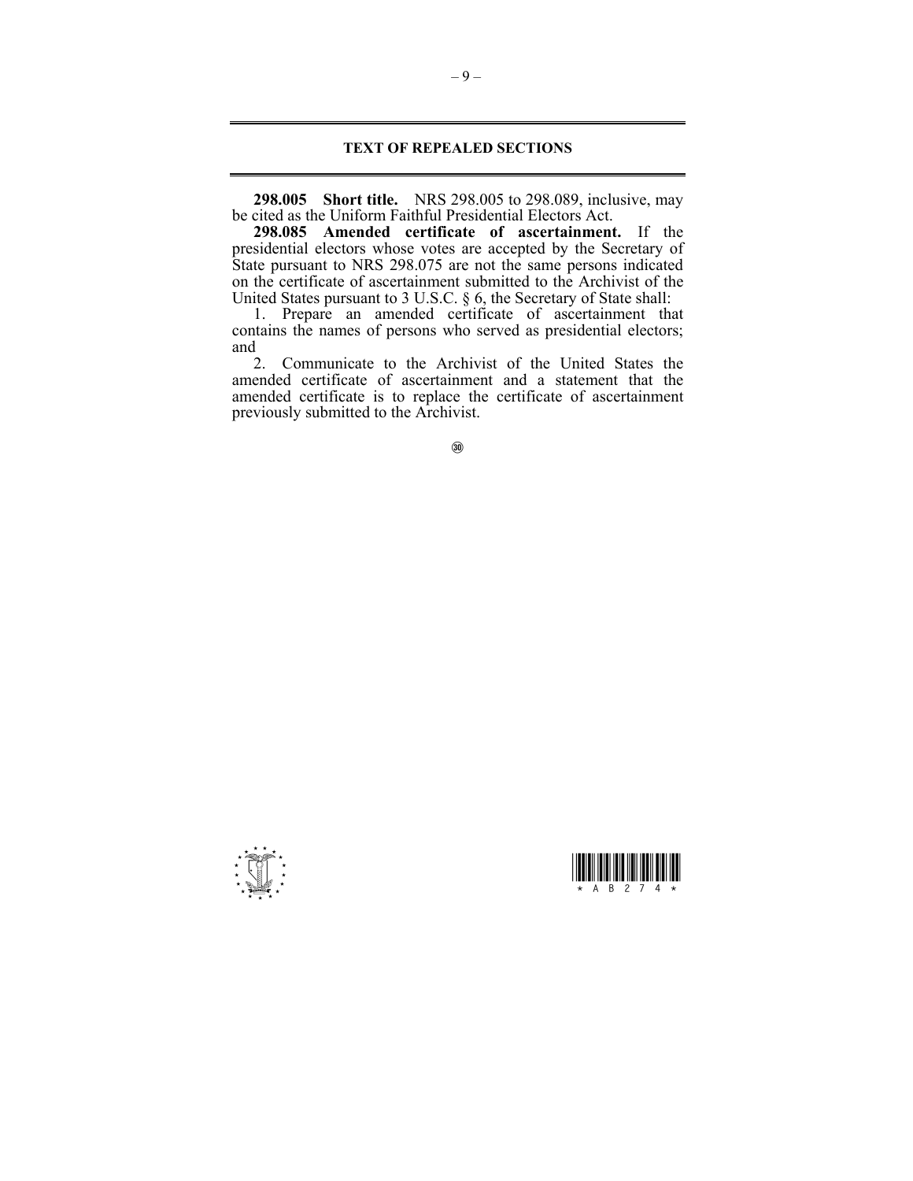## TEXT OF REPEALED SECTIONS

**298.005 Short title.** NRS 298.005 to 298.089, inclusive, may be cited as the Uniform Faithful Presidential Electors Act.

**298.085 Amended certificate of ascertainment.** If the presidential electors whose votes are accepted by the Secretary of State pursuant to NRS 298.075 are not the same persons indicated on the certificate of ascertainment submitted to the Archivist of the United States pursuant to 3 U.S.C. § 6, the Secretary of State shall:

1. Prepare an amended certificate of ascertainment that contains the names of persons who served as presidential electors; and

2. Communicate to the Archivist of the United States the amended certificate of ascertainment and a statement that the amended certificate is to replace the certificate of ascertainment previously submitted to the Archivist.